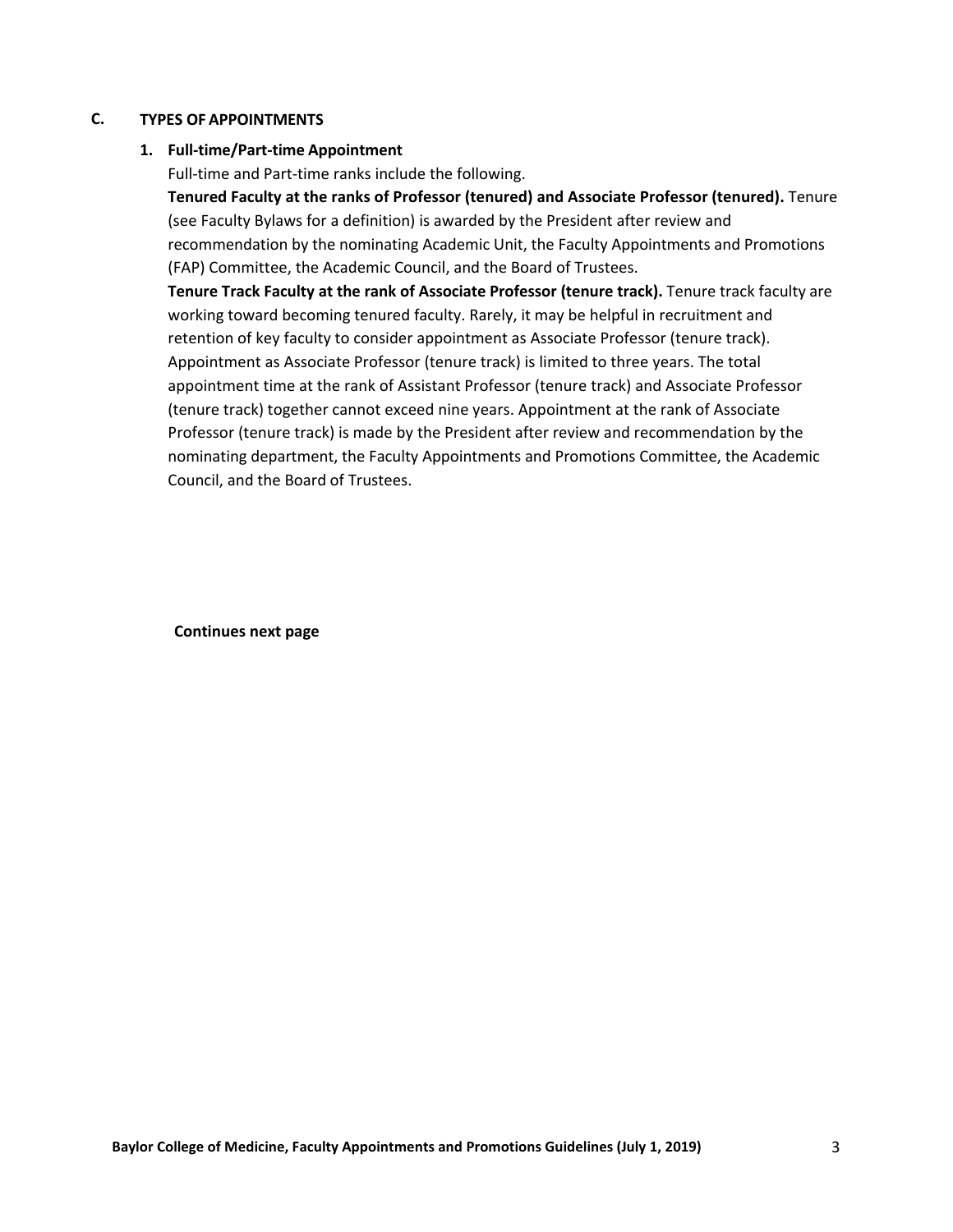## C. TYPES OF APPOINTMENTS

### 1. Full-time/Part-time Appointment

Full-time and Part-time ranks include the following.

**Tenured Faculty at the ranks of Professor (tenured) and Associate Professor (tenured).** Tenure (see Faculty Bylaws for a definition) is awarded by the President after review and recommendation by the nominating Academic Unit, the Faculty Appointments and Promotions (FAP) Committee, the Academic Council, and the Board of Trustees.

**Tenure Track Faculty at the rank of Associate Professor (tenure track).** Tenure track faculty are working toward becoming tenured faculty. Rarely, it may be helpful in recruitment and retention of key faculty to consider appointment as Associate Professor (tenure track). Appointment as Associate Professor (tenure track) is limited to three years. The total appointment time at the rank of Assistant Professor (tenure track) and Associate Professor (tenure track) together cannot exceed nine years. Appointment at the rank of Associate Professor (tenure track) is made by the President after review and recommendation by the nominating department, the Faculty Appointments and Promotions Committee, the Academic Council, and the Board of Trustees.

**Continues next page**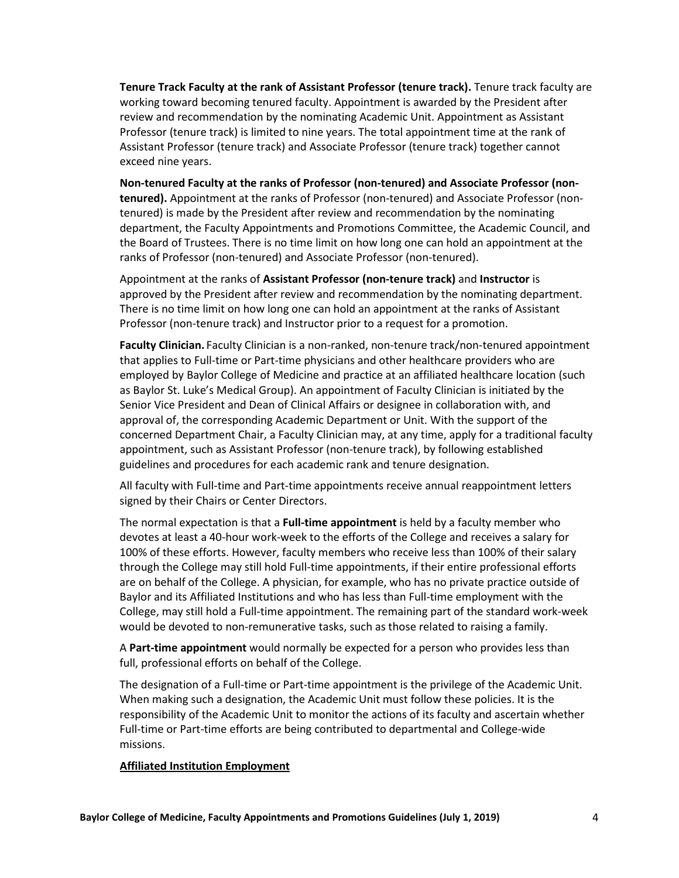**Tenure Track Faculty at the rank of Assistant Professor (tenure track).** Tenure track faculty are working toward becoming tenured faculty. Appointment is awarded by the President after review and recommendation by the nominating Academic Unit. Appointment as Assistant Professor (tenure track) is limited to nine years. The total appointment time at the rank of Assistant Professor (tenure track) and Associate Professor (tenure track) together cannot exceed nine years.

**Non-tenured Faculty at the ranks of Professor (non-tenured) and Associate Professor (non-tenured).** Appointment at the ranks of Professor (non-tenured) and Associate Professor (non-tenured) is made by the President after review and recommendation by the nominating department, the Faculty Appointments and Promotions Committee, the Academic Council, and the Board of Trustees. There is no time limit on how long one can hold an appointment at the ranks of Professor (non-tenured) and Associate Professor (non-tenured).

Appointment at the ranks of **Assistant Professor (non-tenure track)** and **Instructor** is approved by the President after review and recommendation by the nominating department. There is no time limit on how long one can hold an appointment at the ranks of Assistant Professor (non-tenure track) and Instructor prior to a request for a promotion.

**Faculty Clinician.** Faculty Clinician is a non-ranked, non-tenure track/non-tenured appointment that applies to Full-time or Part-time physicians and other healthcare providers who are employed by Baylor College of Medicine and practice at an affiliated healthcare location (such as Baylor St. Luke's Medical Group). An appointment of Faculty Clinician is initiated by the Senior Vice President and Dean of Clinical Affairs or designee in collaboration with, and approval of, the corresponding Academic Department or Unit. With the support of the concerned Department Chair, a Faculty Clinician may, at any time, apply for a traditional faculty appointment, such as Assistant Professor (non-tenure track), by following established guidelines and procedures for each academic rank and tenure designation.

All faculty with Full-time and Part-time appointments receive annual reappointment letters signed by their Chairs or Center Directors.

The normal expectation is that a **Full-time appointment** is held by a faculty member who devotes at least a 40-hour work-week to the efforts of the College and receives a salary for 100% of these efforts. However, faculty members who receive less than 100% of their salary through the College may still hold Full-time appointments, if their entire professional efforts are on behalf of the College. A physician, for example, who has no private practice outside of Baylor and its Affiliated Institutions and who has less than Full-time employment with the College, may still hold a Full-time appointment. The remaining part of the standard work-week would be devoted to non-remunerative tasks, such as those related to raising a family.

A **Part-time appointment** would normally be expected for a person who provides less than full, professional efforts on behalf of the College.

The designation of a Full-time or Part-time appointment is the privilege of the Academic Unit. When making such a designation, the Academic Unit must follow these policies. It is the responsibility of the Academic Unit to monitor the actions of its faculty and ascertain whether Full-time or Part-time efforts are being contributed to departmental and College-wide missions.

**Affiliated Institution Employment**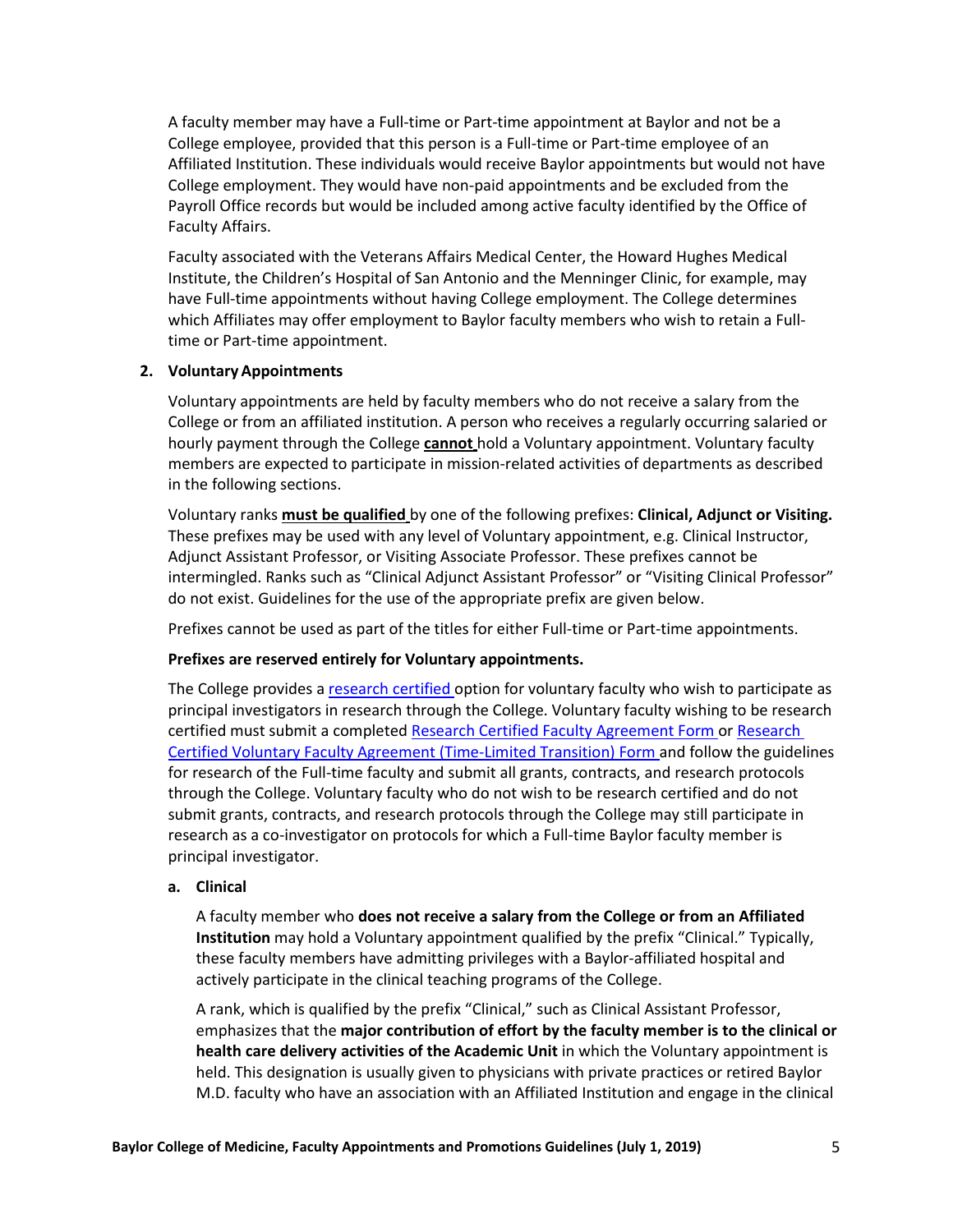A faculty member may have a Full-time or Part-time appointment at Baylor and not be a College employee, provided that this person is a Full-time or Part-time employee of an Affiliated Institution. These individuals would receive Baylor appointments but would not have College employment. They would have non-paid appointments and be excluded from the Payroll Office records but would be included among active faculty identified by the Office of Faculty Affairs.

Faculty associated with the Veterans Affairs Medical Center, the Howard Hughes Medical Institute, the Children's Hospital of San Antonio and the Menninger Clinic, for example, may have Full-time appointments without having College employment. The College determines which Affiliates may offer employment to Baylor faculty members who wish to retain a Full-time or Part-time appointment.

**2. Voluntary Appointments**

Voluntary appointments are held by faculty members who do not receive a salary from the College or from an affiliated institution. A person who receives a regularly occurring salaried or hourly payment through the College **cannot** hold a Voluntary appointment. Voluntary faculty members are expected to participate in mission-related activities of departments as described in the following sections.

Voluntary ranks **must be qualified** by one of the following prefixes: **Clinical, Adjunct or Visiting.** These prefixes may be used with any level of Voluntary appointment, e.g. Clinical Instructor, Adjunct Assistant Professor, or Visiting Associate Professor. These prefixes cannot be intermingled. Ranks such as "Clinical Adjunct Assistant Professor" or "Visiting Clinical Professor" do not exist. Guidelines for the use of the appropriate prefix are given below.

Prefixes cannot be used as part of the titles for either Full-time or Part-time appointments.

**Prefixes are reserved entirely for Voluntary appointments.**

The College provides a research certified option for voluntary faculty who wish to participate as principal investigators in research through the College. Voluntary faculty wishing to be research certified must submit a completed Research Certified Faculty Agreement Form or Research Certified Voluntary Faculty Agreement (Time-Limited Transition) Form and follow the guidelines for research of the Full-time faculty and submit all grants, contracts, and research protocols through the College. Voluntary faculty who do not wish to be research certified and do not submit grants, contracts, and research protocols through the College may still participate in research as a co-investigator on protocols for which a Full-time Baylor faculty member is principal investigator.

**a. Clinical**

A faculty member who **does not receive a salary from the College or from an Affiliated Institution** may hold a Voluntary appointment qualified by the prefix "Clinical." Typically, these faculty members have admitting privileges with a Baylor-affiliated hospital and actively participate in the clinical teaching programs of the College.

A rank, which is qualified by the prefix "Clinical," such as Clinical Assistant Professor, emphasizes that the **major contribution of effort by the faculty member is to the clinical or health care delivery activities of the Academic Unit** in which the Voluntary appointment is held. This designation is usually given to physicians with private practices or retired Baylor M.D. faculty who have an association with an Affiliated Institution and engage in the clinical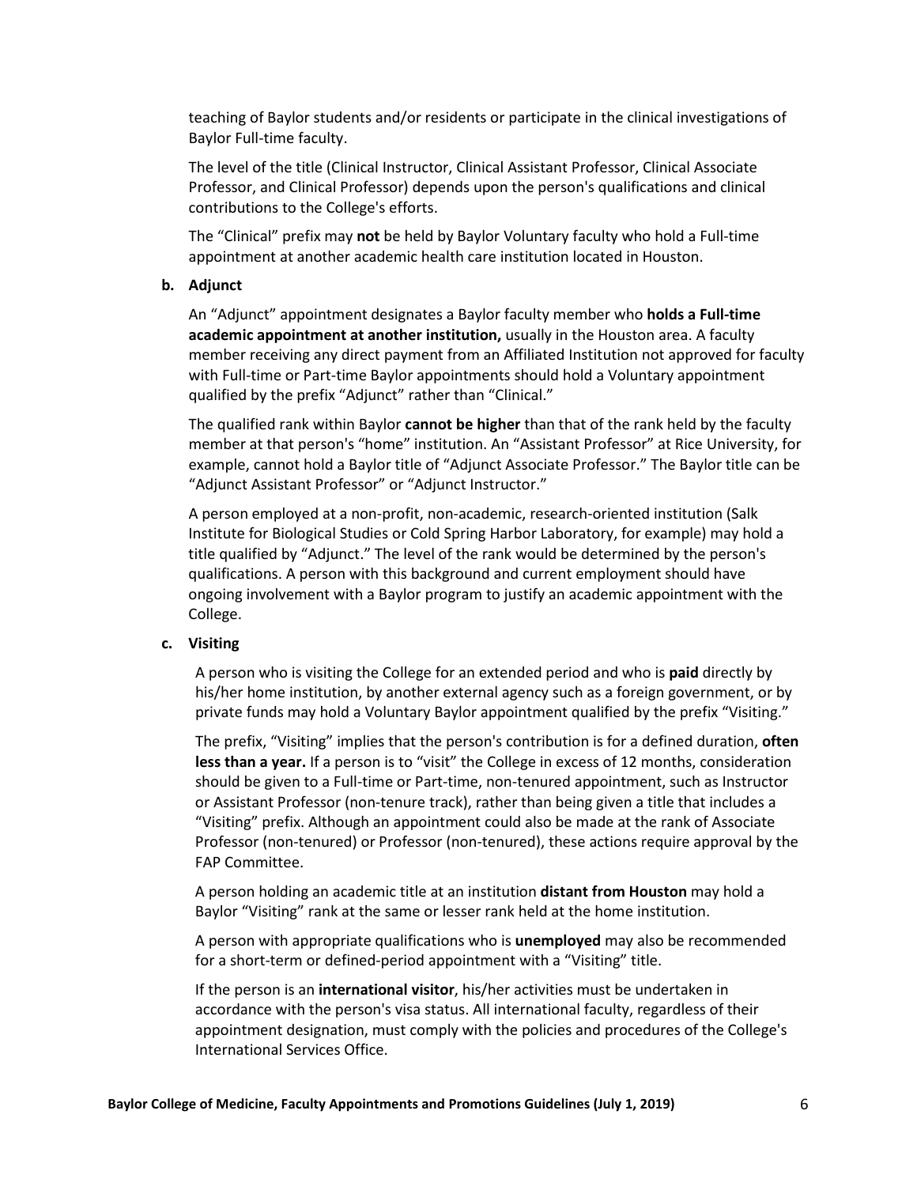teaching of Baylor students and/or residents or participate in the clinical investigations of Baylor Full-time faculty.

The level of the title (Clinical Instructor, Clinical Assistant Professor, Clinical Associate Professor, and Clinical Professor) depends upon the person's qualifications and clinical contributions to the College's efforts.

The "Clinical" prefix may **not** be held by Baylor Voluntary faculty who hold a Full-time appointment at another academic health care institution located in Houston.

**b. Adjunct**

An "Adjunct" appointment designates a Baylor faculty member who **holds a Full-time academic appointment at another institution,** usually in the Houston area. A faculty member receiving any direct payment from an Affiliated Institution not approved for faculty with Full-time or Part-time Baylor appointments should hold a Voluntary appointment qualified by the prefix "Adjunct" rather than "Clinical."

The qualified rank within Baylor **cannot be higher** than that of the rank held by the faculty member at that person's "home" institution. An "Assistant Professor" at Rice University, for example, cannot hold a Baylor title of "Adjunct Associate Professor." The Baylor title can be "Adjunct Assistant Professor" or "Adjunct Instructor."

A person employed at a non-profit, non-academic, research-oriented institution (Salk Institute for Biological Studies or Cold Spring Harbor Laboratory, for example) may hold a title qualified by "Adjunct." The level of the rank would be determined by the person's qualifications. A person with this background and current employment should have ongoing involvement with a Baylor program to justify an academic appointment with the College.

**c. Visiting**

A person who is visiting the College for an extended period and who is **paid** directly by his/her home institution, by another external agency such as a foreign government, or by private funds may hold a Voluntary Baylor appointment qualified by the prefix "Visiting."

The prefix, "Visiting" implies that the person's contribution is for a defined duration, **often less than a year.** If a person is to "visit" the College in excess of 12 months, consideration should be given to a Full-time or Part-time, non-tenured appointment, such as Instructor or Assistant Professor (non-tenure track), rather than being given a title that includes a "Visiting" prefix. Although an appointment could also be made at the rank of Associate Professor (non-tenured) or Professor (non-tenured), these actions require approval by the FAP Committee.

A person holding an academic title at an institution **distant from Houston** may hold a Baylor "Visiting" rank at the same or lesser rank held at the home institution.

A person with appropriate qualifications who is **unemployed** may also be recommended for a short-term or defined-period appointment with a "Visiting" title.

If the person is an **international visitor**, his/her activities must be undertaken in accordance with the person's visa status. All international faculty, regardless of their appointment designation, must comply with the policies and procedures of the College's International Services Office.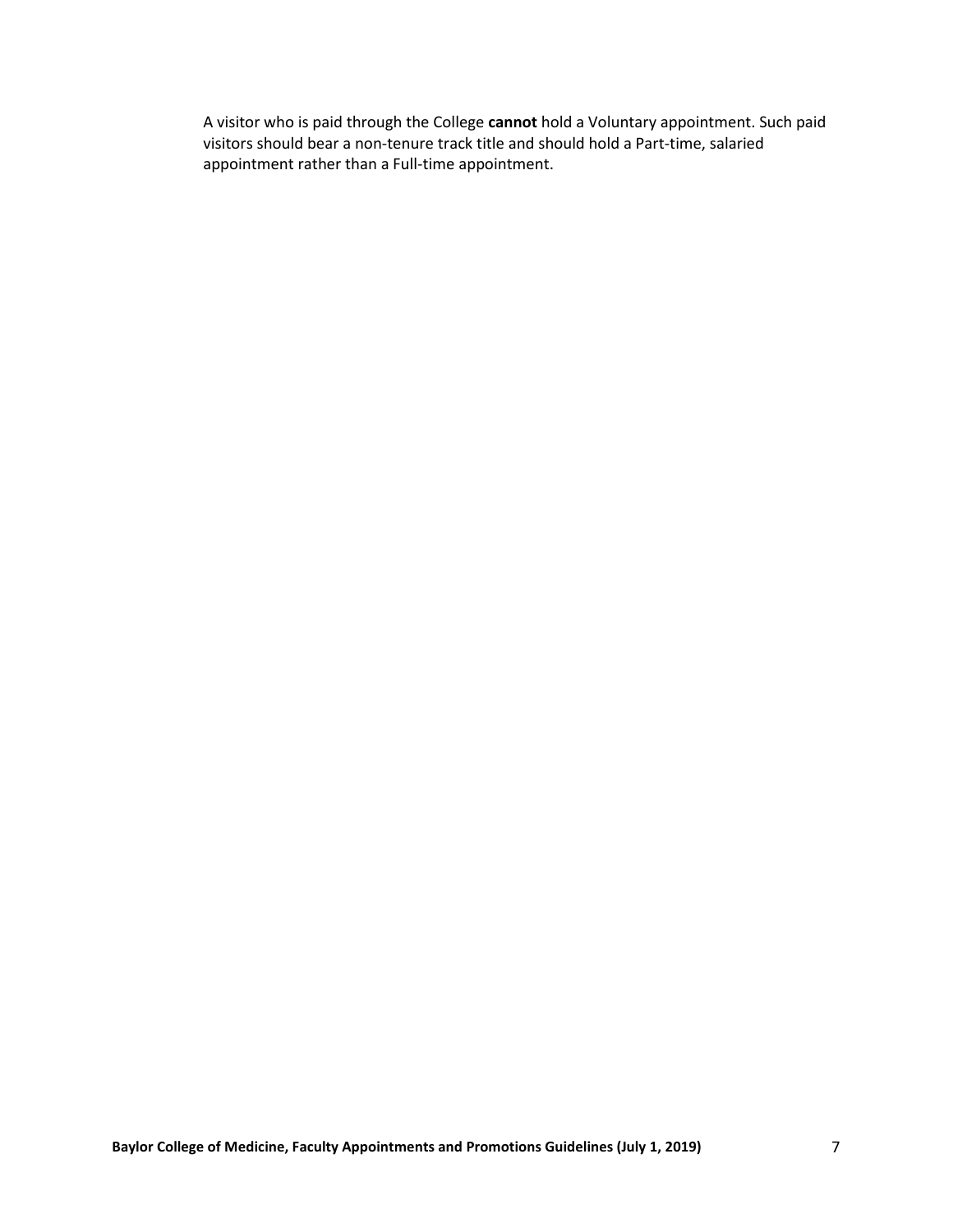A visitor who is paid through the College **cannot** hold a Voluntary appointment. Such paid visitors should bear a non-tenure track title and should hold a Part-time, salaried appointment rather than a Full-time appointment.